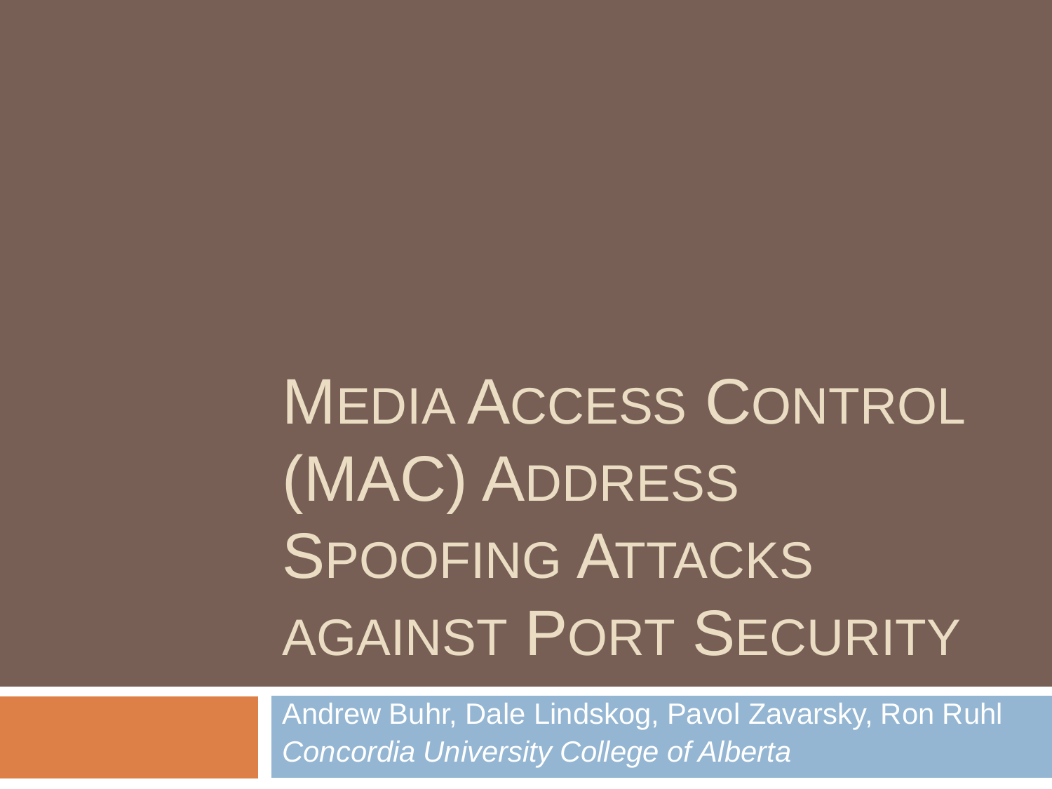# Media Access Control (MAC) Address Spoofing Attacks against Port Security

Andrew Buhr, Dale Lindskog, Pavol Zavarsky, Ron Ruhl

*Concordia University College of Alberta*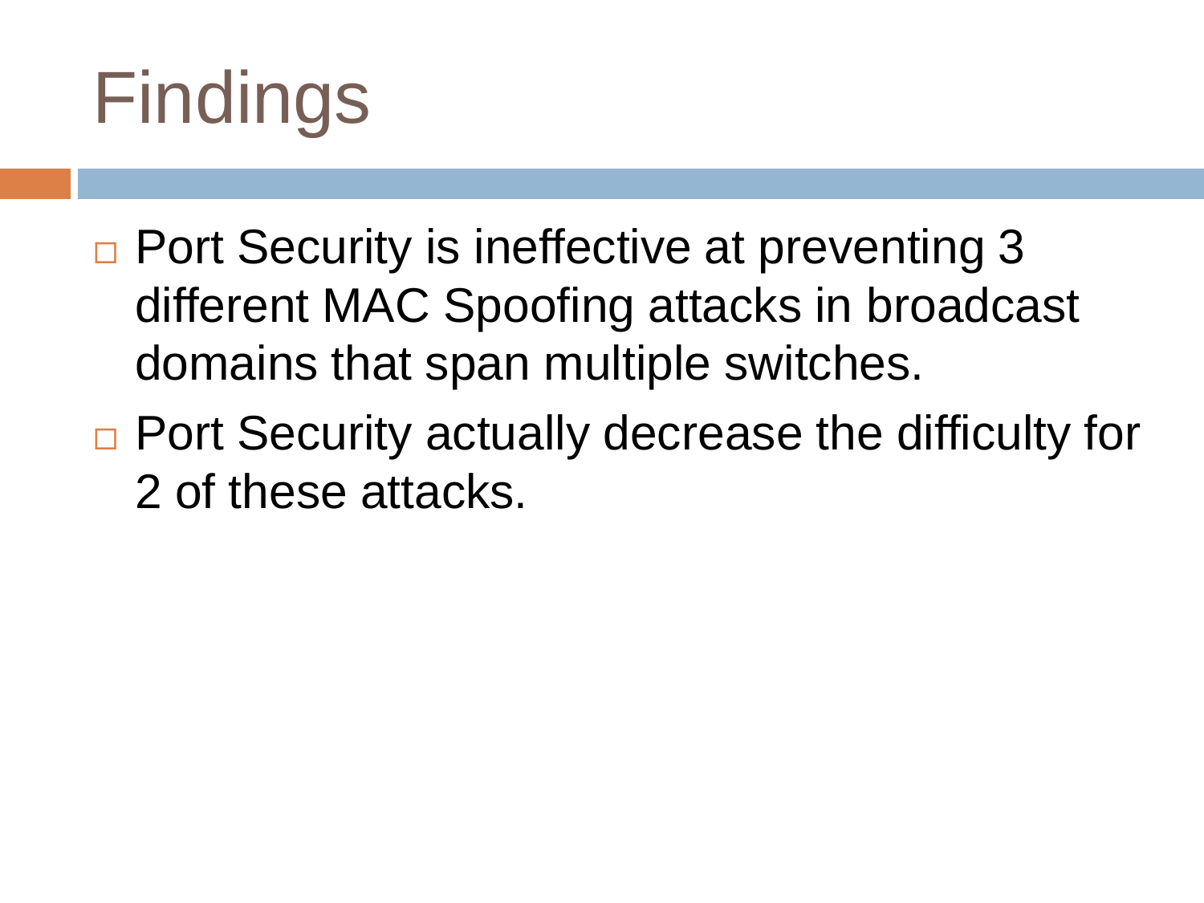# Findings

- Port Security is ineffective at preventing 3 different MAC Spoofing attacks in broadcast domains that span multiple switches.
- Port Security actually decrease the difficulty for 2 of these attacks.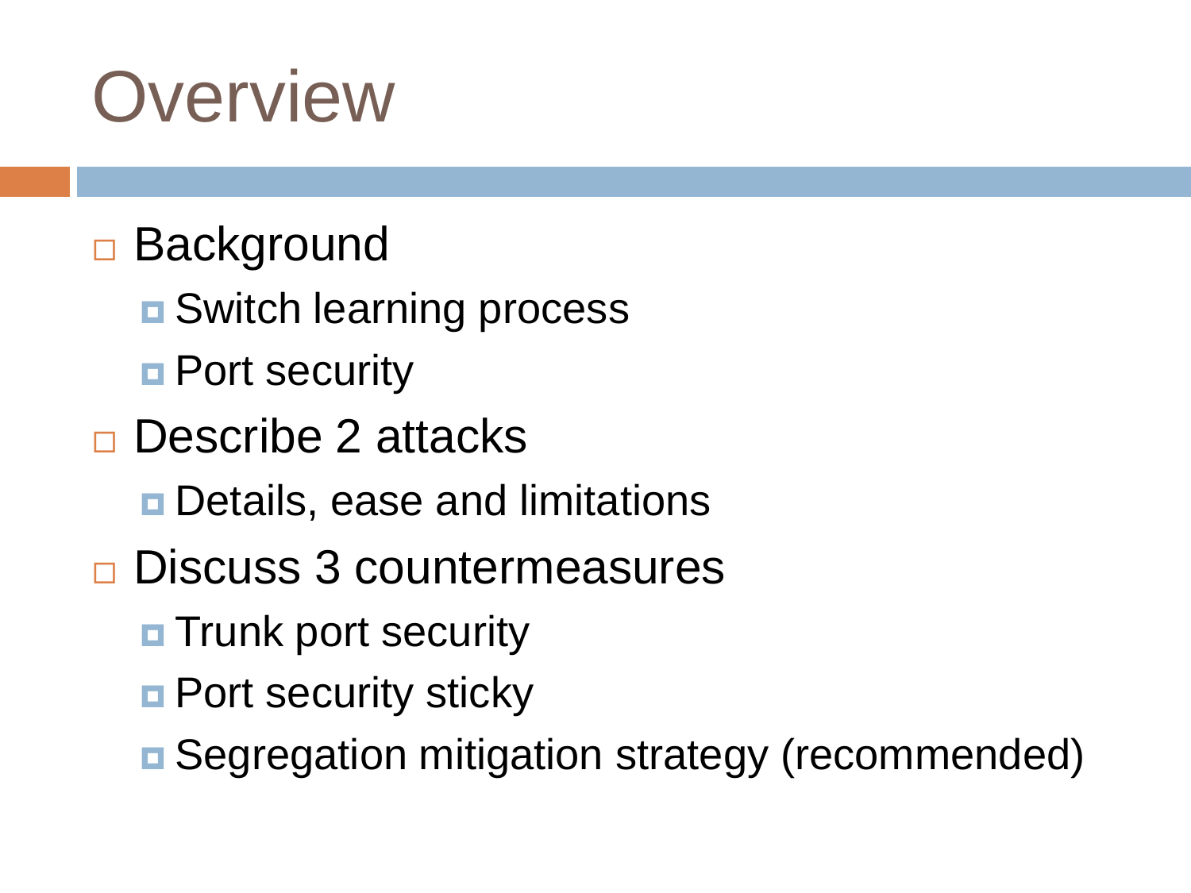# Overview

- Background
  - Switch learning process
  - Port security
- Describe 2 attacks
  - Details, ease and limitations
- Discuss 3 countermeasures
  - Trunk port security
  - Port security sticky
  - Segregation mitigation strategy (recommended)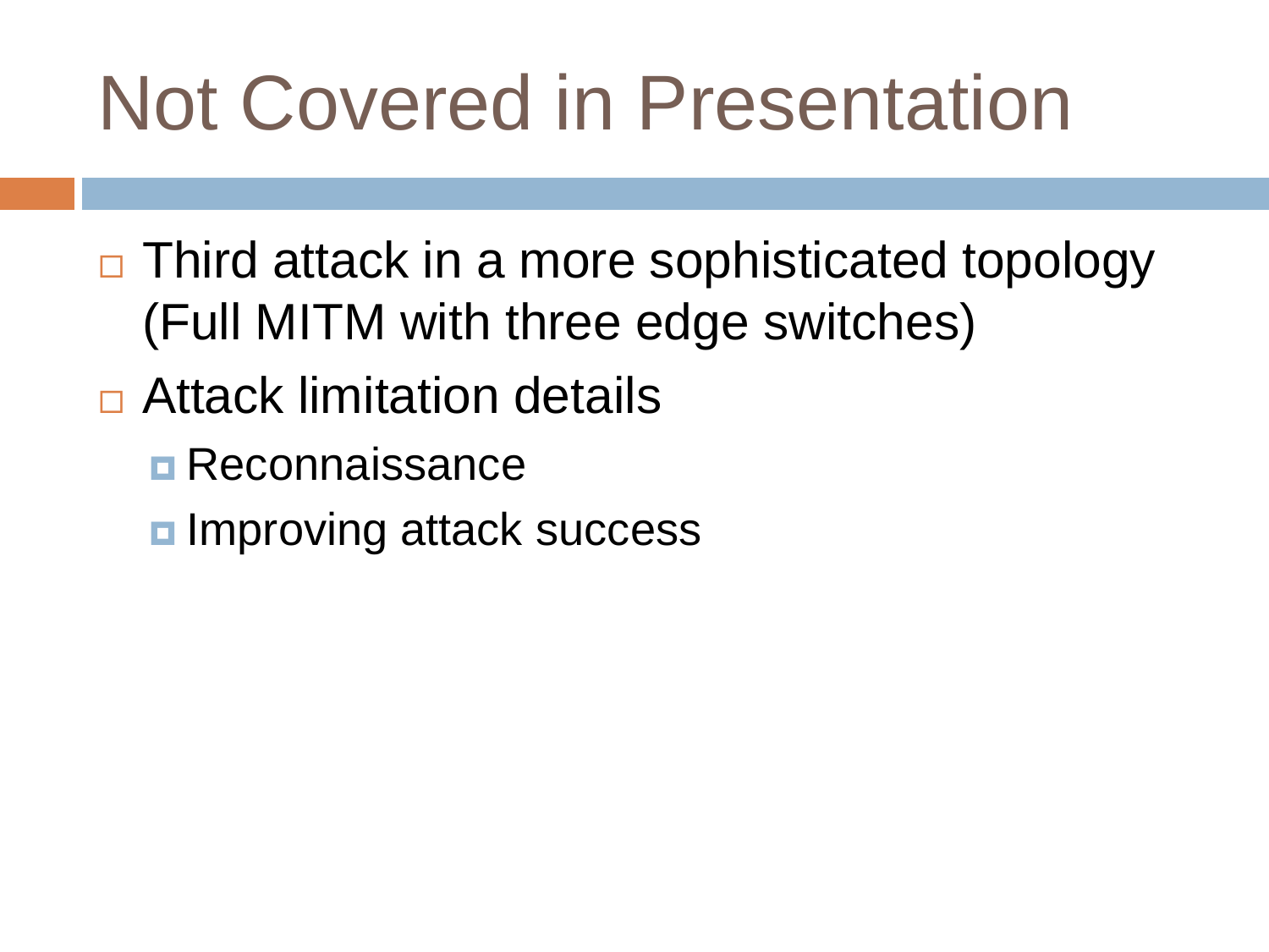# Not Covered in Presentation

- Third attack in a more sophisticated topology (Full MITM with three edge switches)
- Attack limitation details
  - Reconnaissance
  - Improving attack success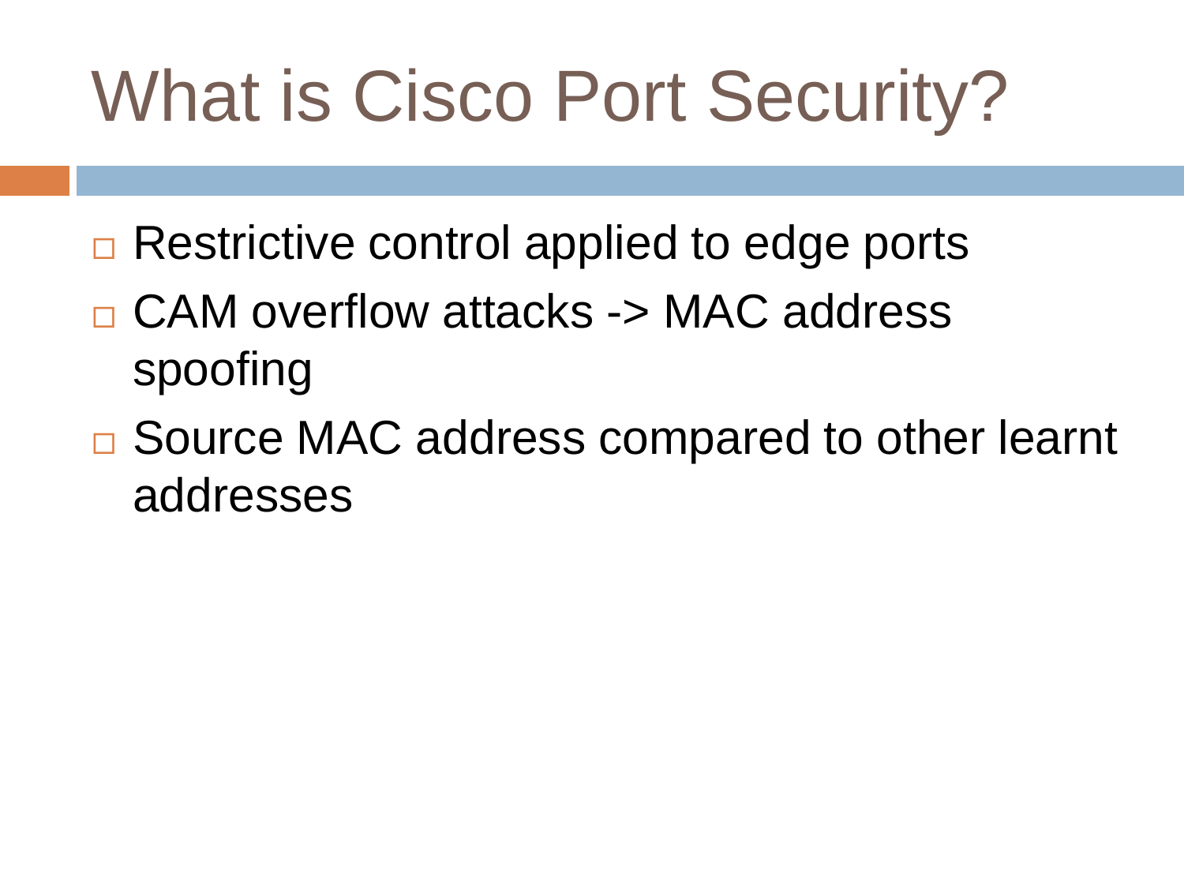# What is Cisco Port Security?

- Restrictive control applied to edge ports
- CAM overflow attacks -> MAC address spoofing
- Source MAC address compared to other learnt addresses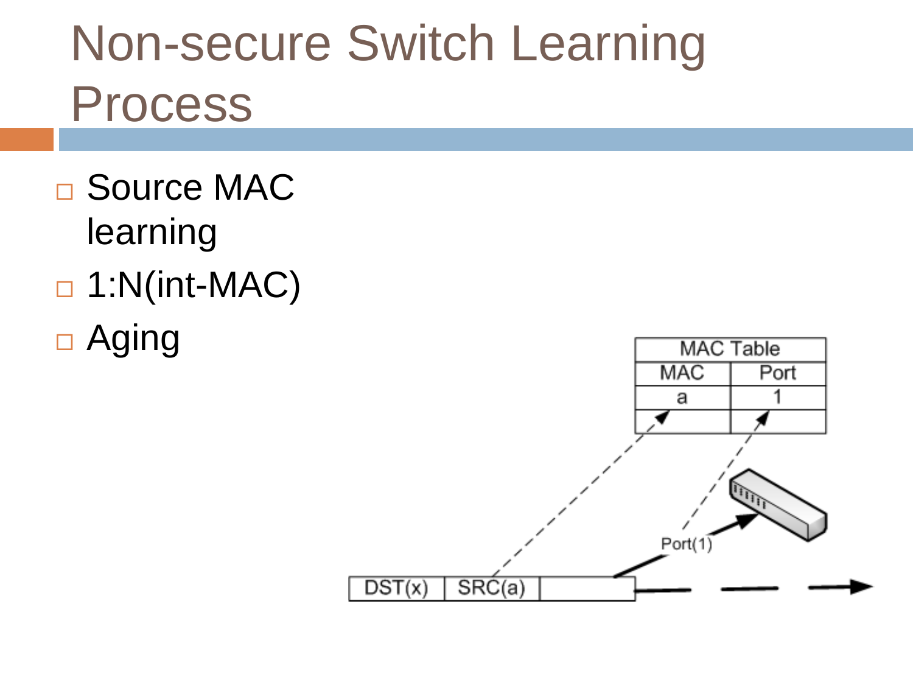# Non-secure Switch Learning Process

- Source MAC learning
- 1:N(int-MAC)
- Aging

| MAC Table | |
|---|---|
| MAC | Port |
| a | 1 |
| | |

DST(x) | SRC(a) | 

Port(1)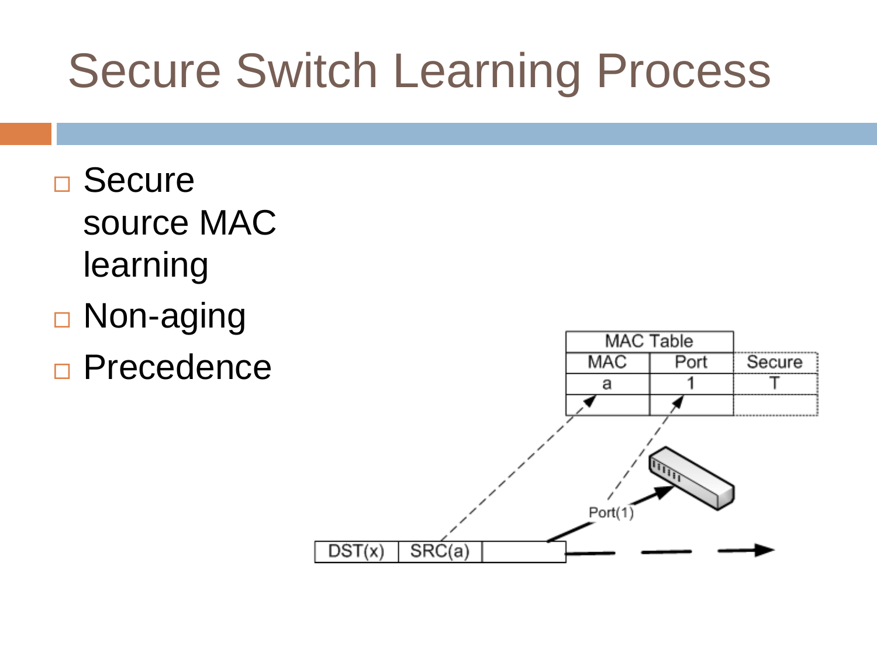# Secure Switch Learning Process

- Secure source MAC learning
- Non-aging
- Precedence

| MAC Table | | |
| --- | --- | --- |
| MAC | Port | Secure |
| a | 1 | T |
| | | |

Port(1)

| DST(x) | SRC(a) | |
| --- | --- | --- |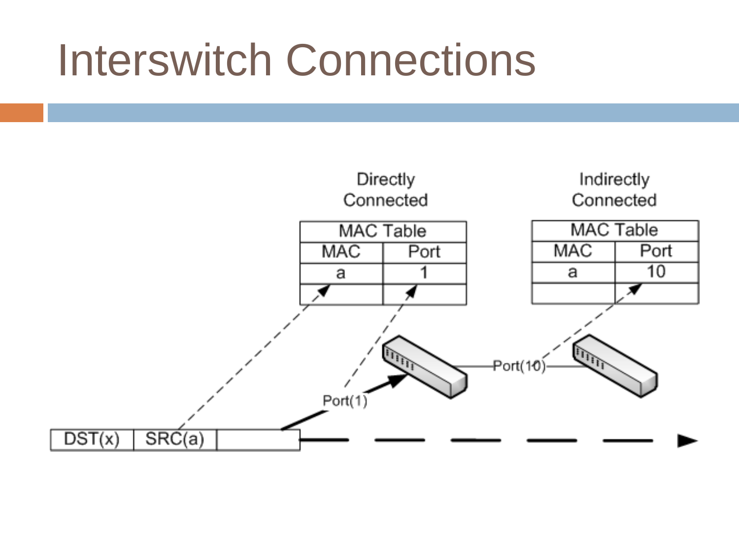# Interswitch Connections

Directly Connected

| MAC Table | |
|---|---|
| MAC | Port |
| a | 1 |
| | |

Indirectly Connected

| MAC Table | |
|---|---|
| MAC | Port |
| a | 10 |
| | |

Port(1)

Port(10)

| DST(x) | SRC(a) | |
|---|---|---|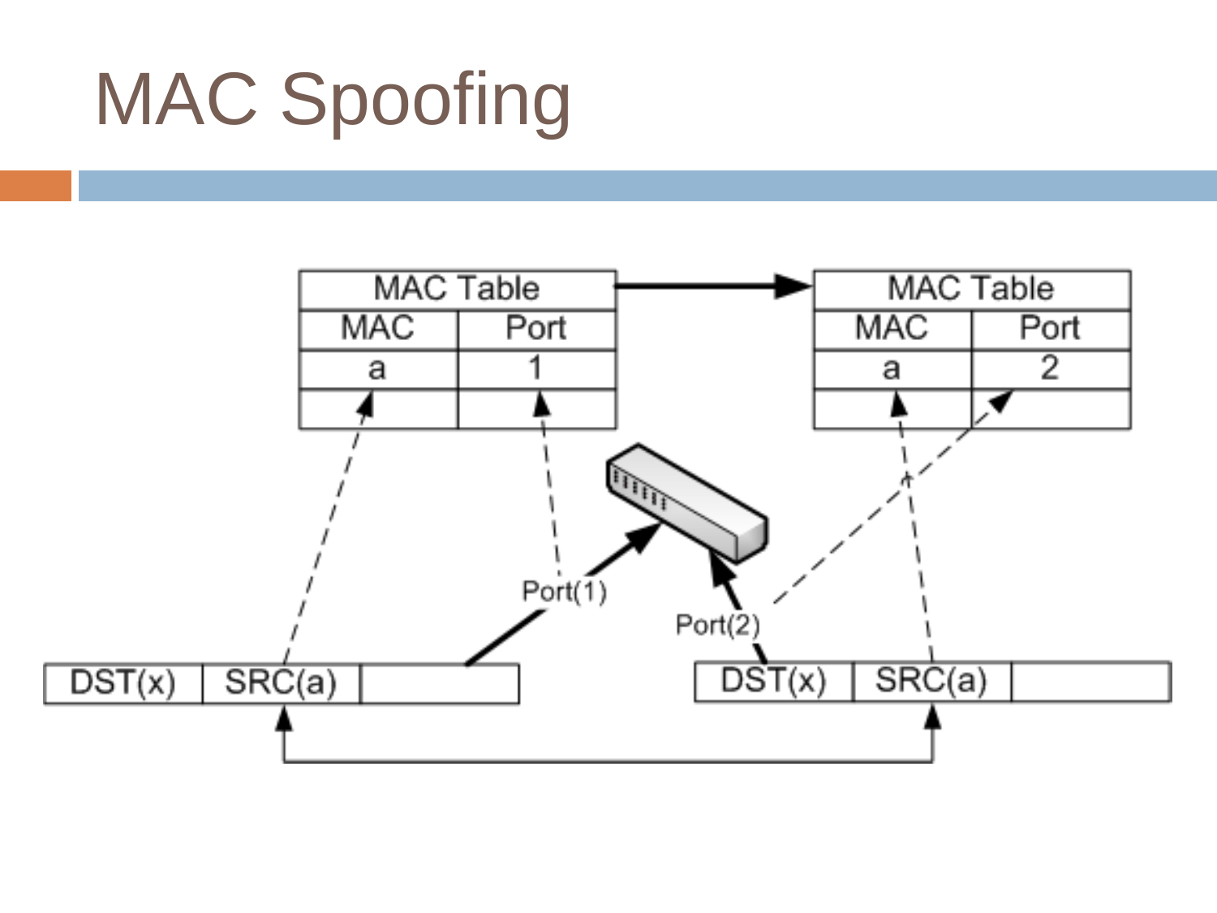# MAC Spoofing

| MAC Table | |
| --- | --- |
| MAC | Port |
| a | 1 |
| | |

| MAC Table | |
| --- | --- |
| MAC | Port |
| a | 2 |
| | |

Port(1)

Port(2)

| DST(x) | SRC(a) | |
| --- | --- | --- |

| DST(x) | SRC(a) | |
| --- | --- | --- |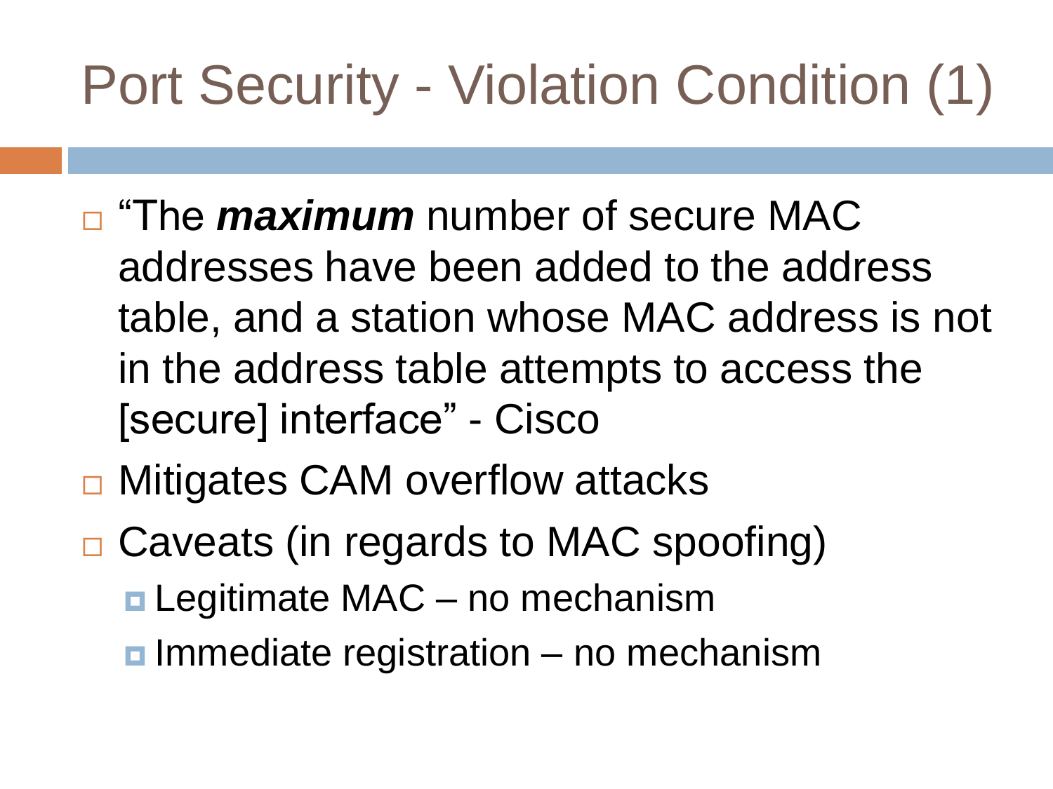# Port Security - Violation Condition (1)

- "The ***maximum*** number of secure MAC addresses have been added to the address table, and a station whose MAC address is not in the address table attempts to access the [secure] interface" - Cisco
- Mitigates CAM overflow attacks
- Caveats (in regards to MAC spoofing)
  - Legitimate MAC – no mechanism
  - Immediate registration – no mechanism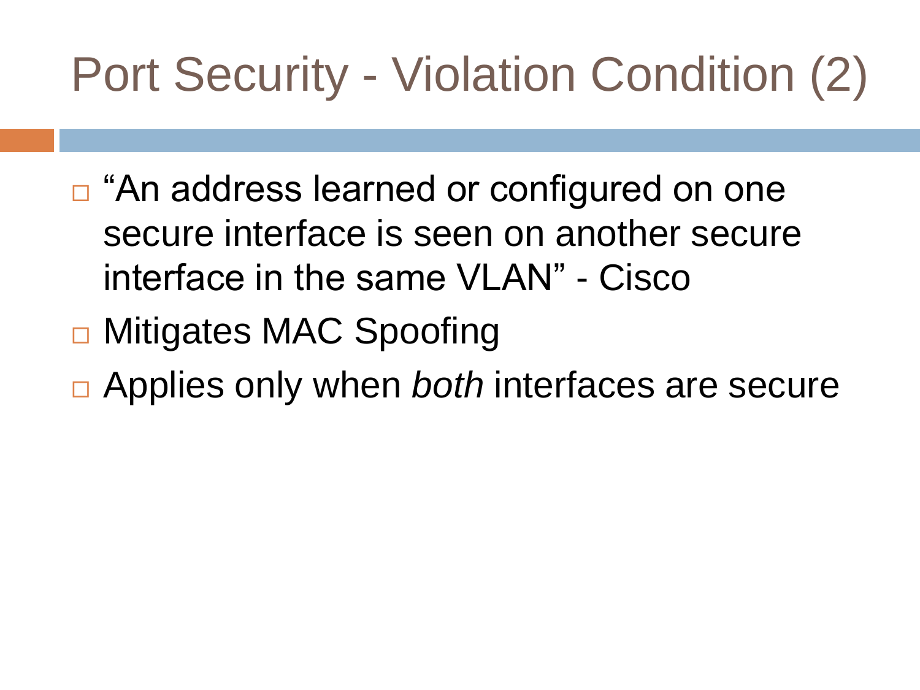# Port Security - Violation Condition (2)

- "An address learned or configured on one secure interface is seen on another secure interface in the same VLAN" - Cisco
- Mitigates MAC Spoofing
- Applies only when *both* interfaces are secure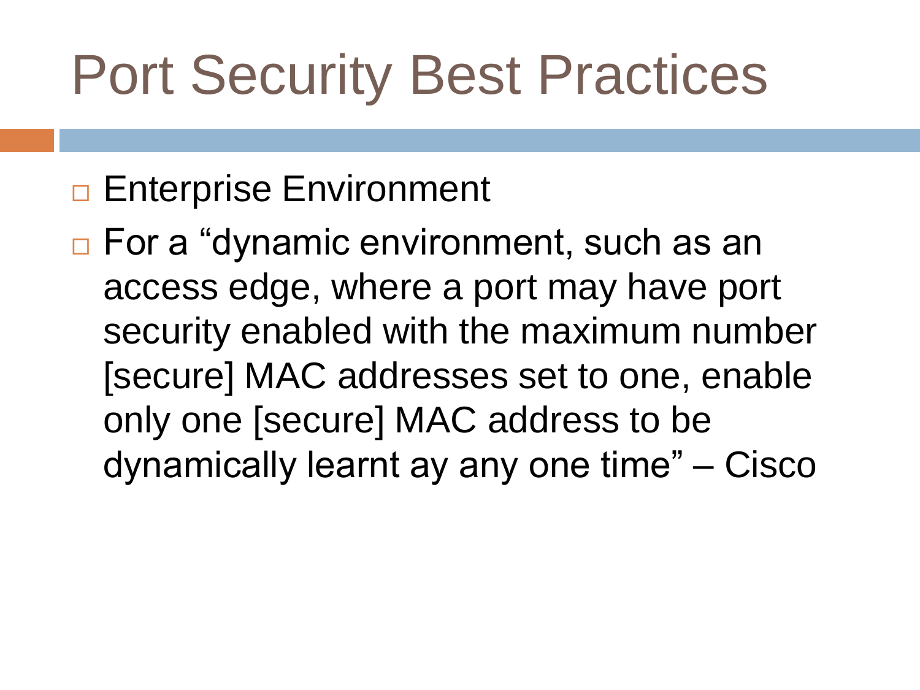# Port Security Best Practices

- Enterprise Environment
- For a “dynamic environment, such as an access edge, where a port may have port security enabled with the maximum number [secure] MAC addresses set to one, enable only one [secure] MAC address to be dynamically learnt ay any one time” – Cisco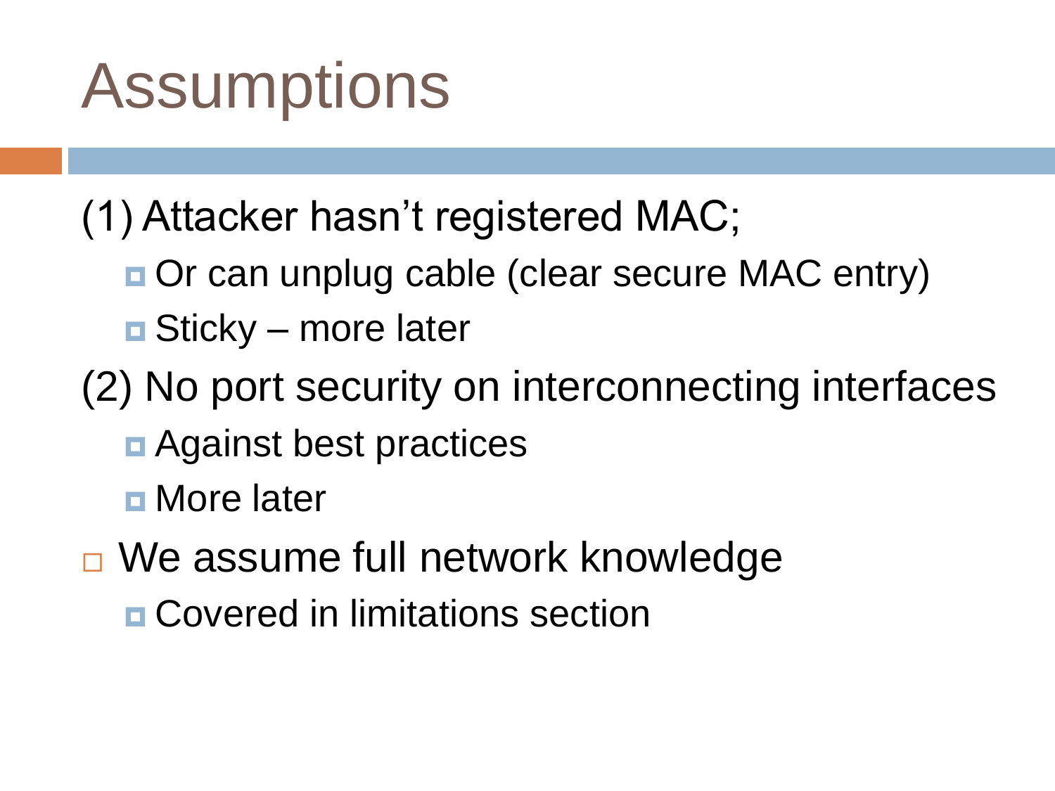# Assumptions

(1) Attacker hasn't registered MAC;
  - Or can unplug cable (clear secure MAC entry)
  - Sticky – more later

(2) No port security on interconnecting interfaces
  - Against best practices
  - More later

- We assume full network knowledge
  - Covered in limitations section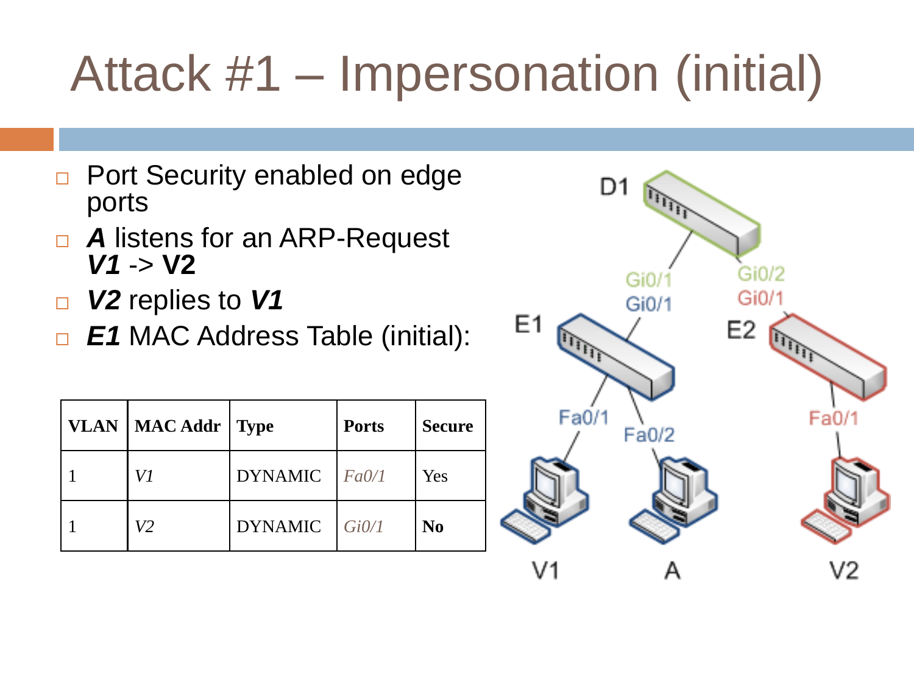# Attack #1 – Impersonation (initial)

- Port Security enabled on edge ports
- ***A*** listens for an ARP-Request ***V1*** -> **V2**
- ***V2*** replies to ***V1***
- ***E1*** MAC Address Table (initial):

| VLAN | MAC Addr | Type | Ports | Secure |
|---|---|---|---|---|
| 1 | *V1* | DYNAMIC | *Fa0/1* | Yes |
| 1 | *V2* | DYNAMIC | *Gi0/1* | **No** |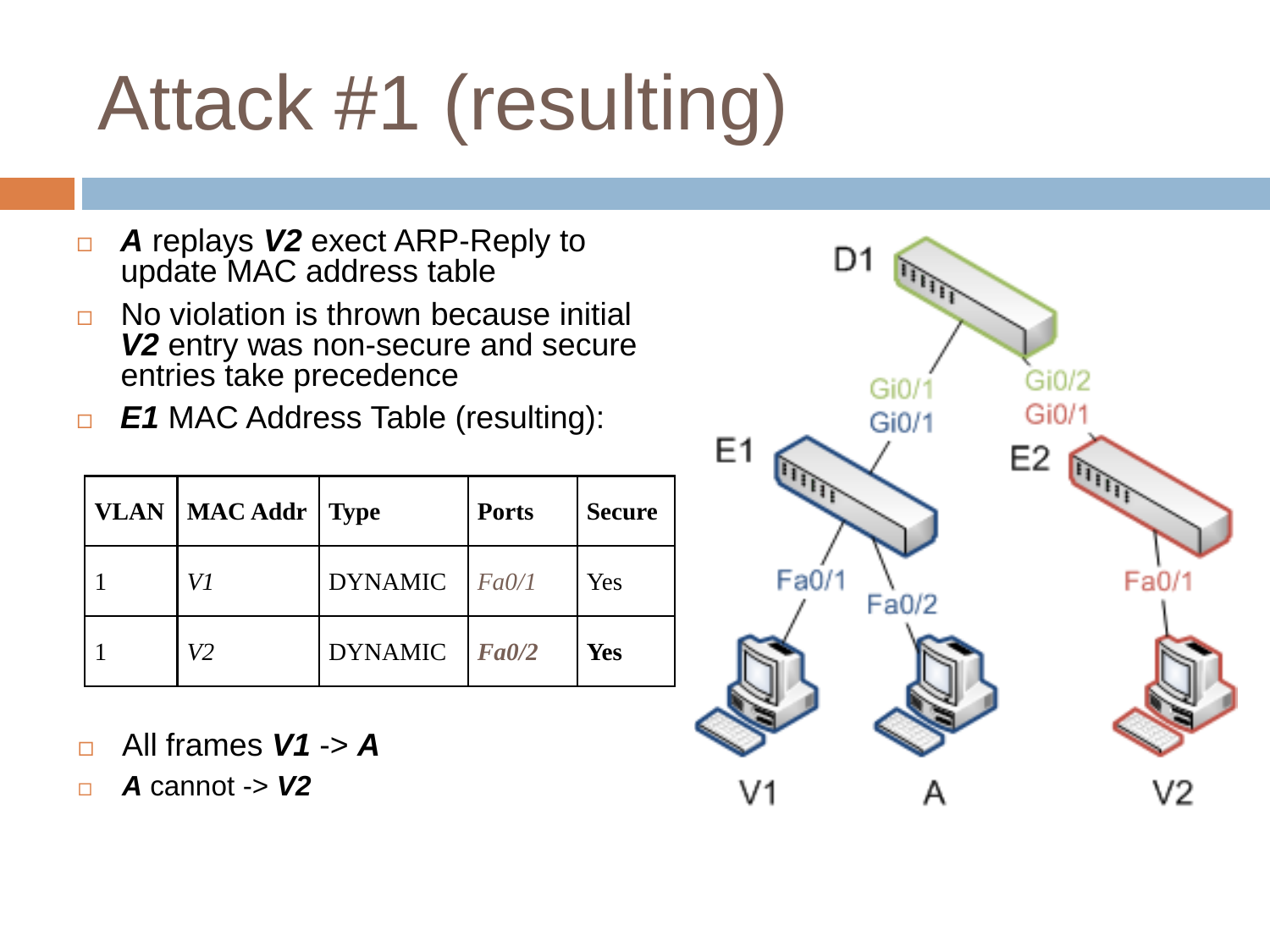# Attack #1 (resulting)

- ***A*** replays ***V2*** exect ARP-Reply to update MAC address table
- No violation is thrown because initial ***V2*** entry was non-secure and secure entries take precedence
- ***E1*** MAC Address Table (resulting):

| VLAN | MAC Addr | Type | Ports | Secure |
|---|---|---|---|---|
| 1 | *V1* | DYNAMIC | *Fa0/1* | Yes |
| 1 | *V2* | DYNAMIC | ***Fa0/2*** | **Yes** |

- All frames ***V1*** -> ***A***
- ***A*** cannot -> ***V2***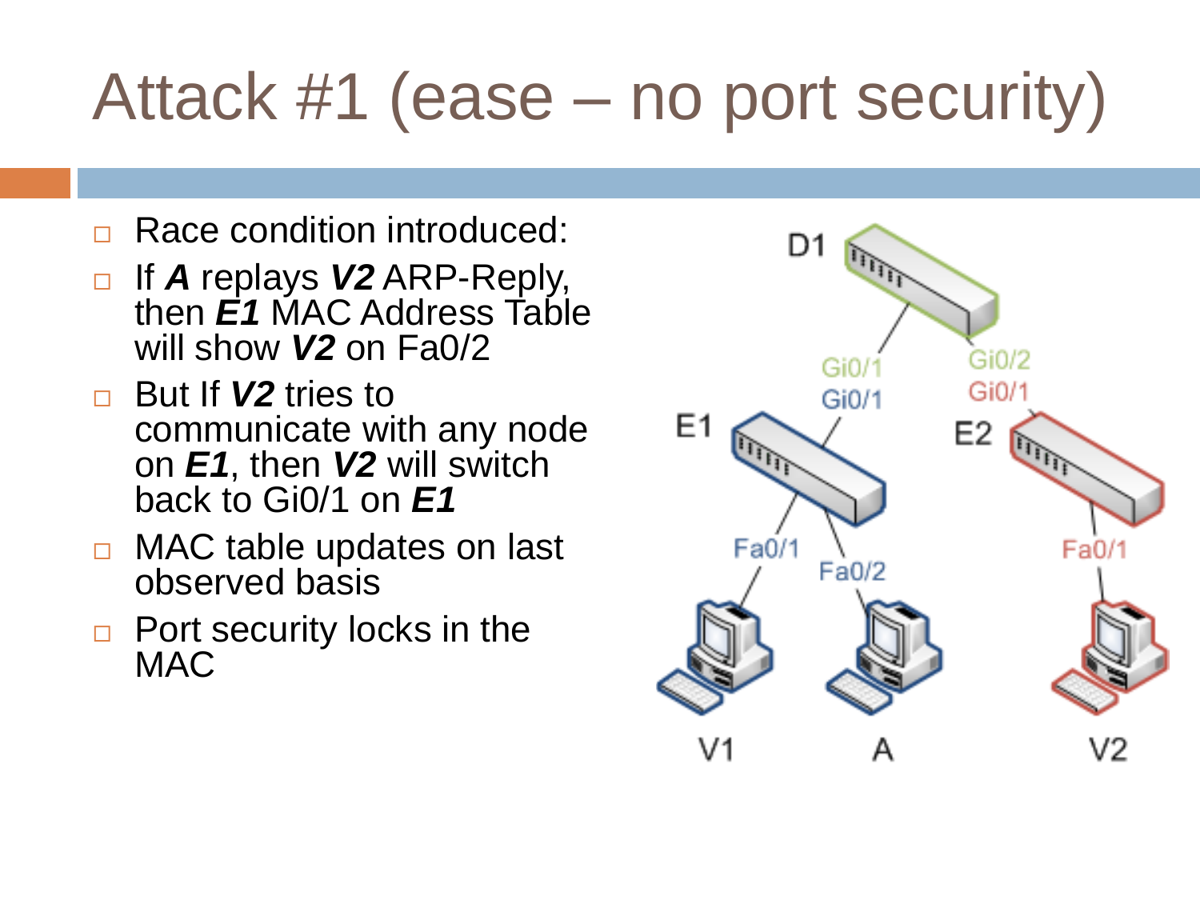# Attack #1 (ease – no port security)

- Race condition introduced:
- If ***A*** replays ***V2*** ARP-Reply, then ***E1*** MAC Address Table will show ***V2*** on Fa0/2
- But If ***V2*** tries to communicate with any node on ***E1***, then ***V2*** will switch back to Gi0/1 on ***E1***
- MAC table updates on last observed basis
- Port security locks in the MAC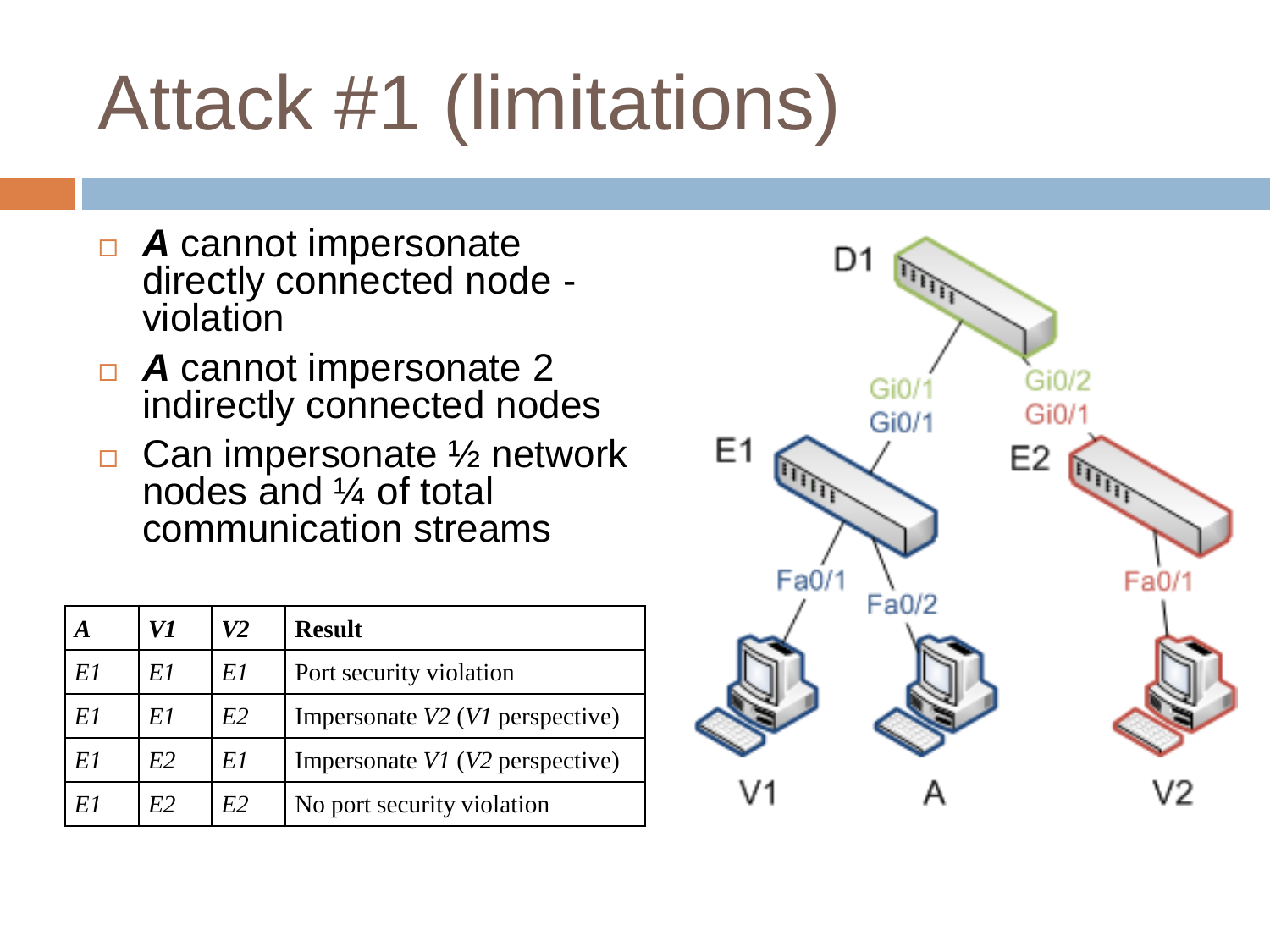# Attack #1 (limitations)

- ***A*** cannot impersonate directly connected node - violation
- ***A*** cannot impersonate 2 indirectly connected nodes
- Can impersonate ½ network nodes and ¼ of total communication streams

| *A* | *V1* | *V2* | Result |
|---|---|---|---|
| *E1* | *E1* | *E1* | Port security violation |
| *E1* | *E1* | *E2* | Impersonate *V2* (*V1* perspective) |
| *E1* | *E2* | *E1* | Impersonate *V1* (*V2* perspective) |
| *E1* | *E2* | *E2* | No port security violation |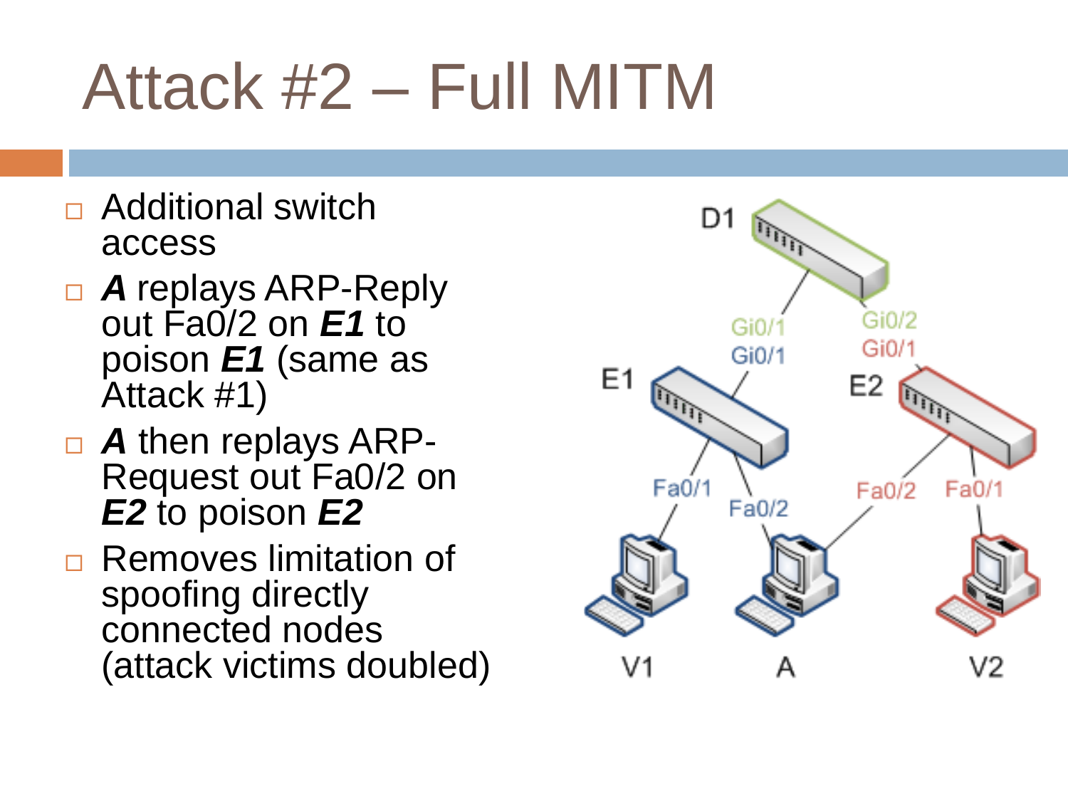# Attack #2 – Full MITM

- Additional switch access
- ***A*** replays ARP-Reply out Fa0/2 on ***E1*** to poison ***E1*** (same as Attack #1)
- ***A*** then replays ARP-Request out Fa0/2 on ***E2*** to poison ***E2***
- Removes limitation of spoofing directly connected nodes (attack victims doubled)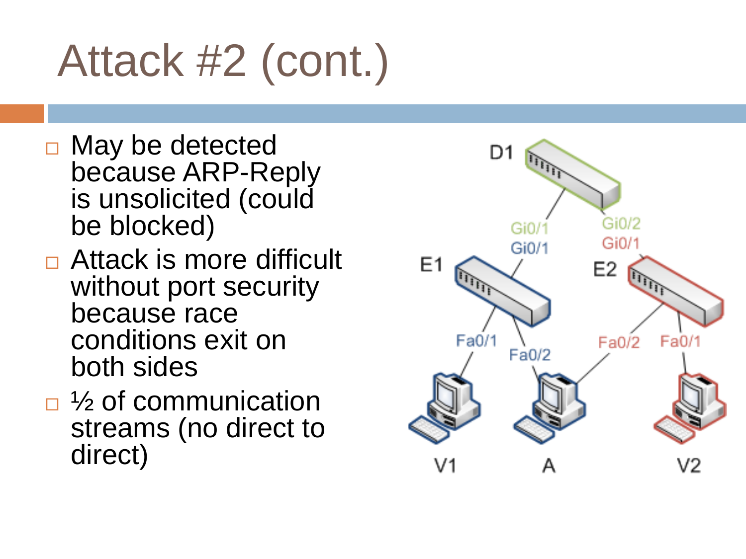# Attack #2 (cont.)

- May be detected because ARP-Reply is unsolicited (could be blocked)
- Attack is more difficult without port security because race conditions exit on both sides
- ½ of communication streams (no direct to direct)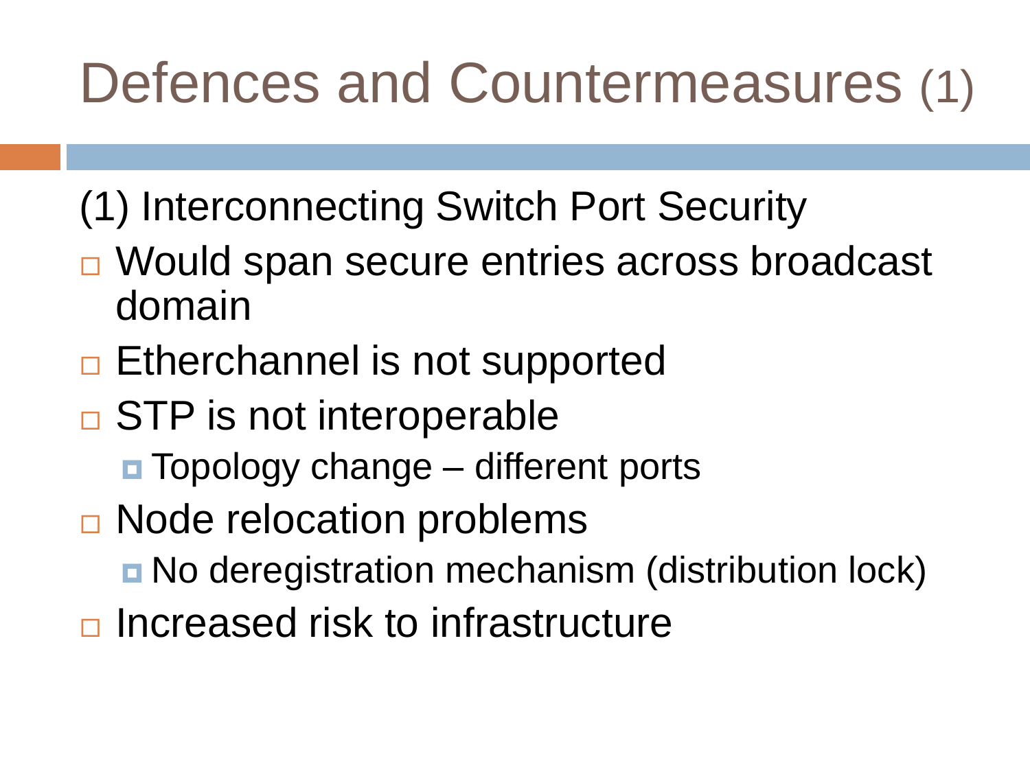# Defences and Countermeasures (1)

(1) Interconnecting Switch Port Security

- Would span secure entries across broadcast domain
- Etherchannel is not supported
- STP is not interoperable
  - Topology change – different ports
- Node relocation problems
  - No deregistration mechanism (distribution lock)
- Increased risk to infrastructure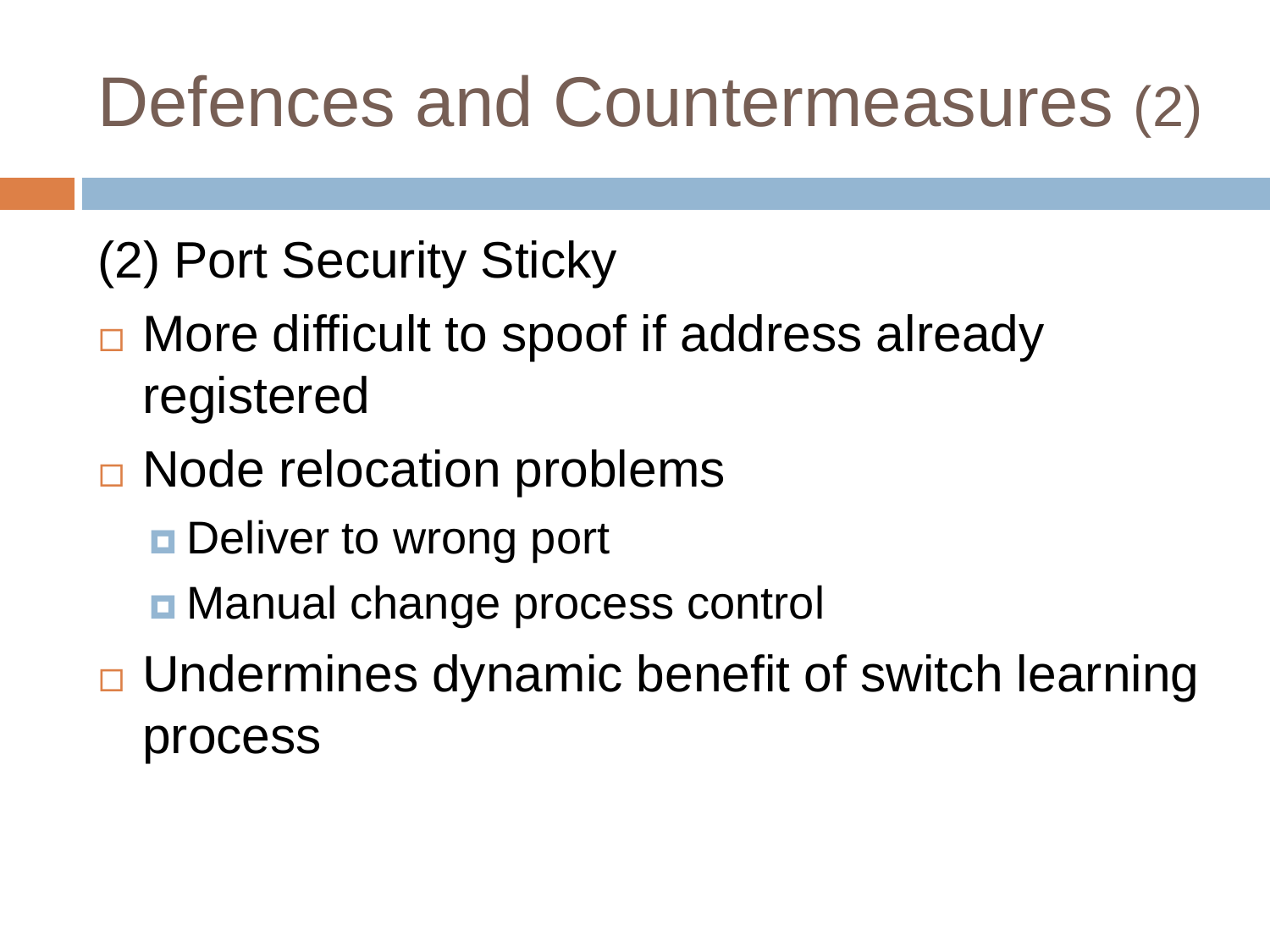# Defences and Countermeasures (2)

(2) Port Security Sticky

- More difficult to spoof if address already registered
- Node relocation problems
  - Deliver to wrong port
  - Manual change process control
- Undermines dynamic benefit of switch learning process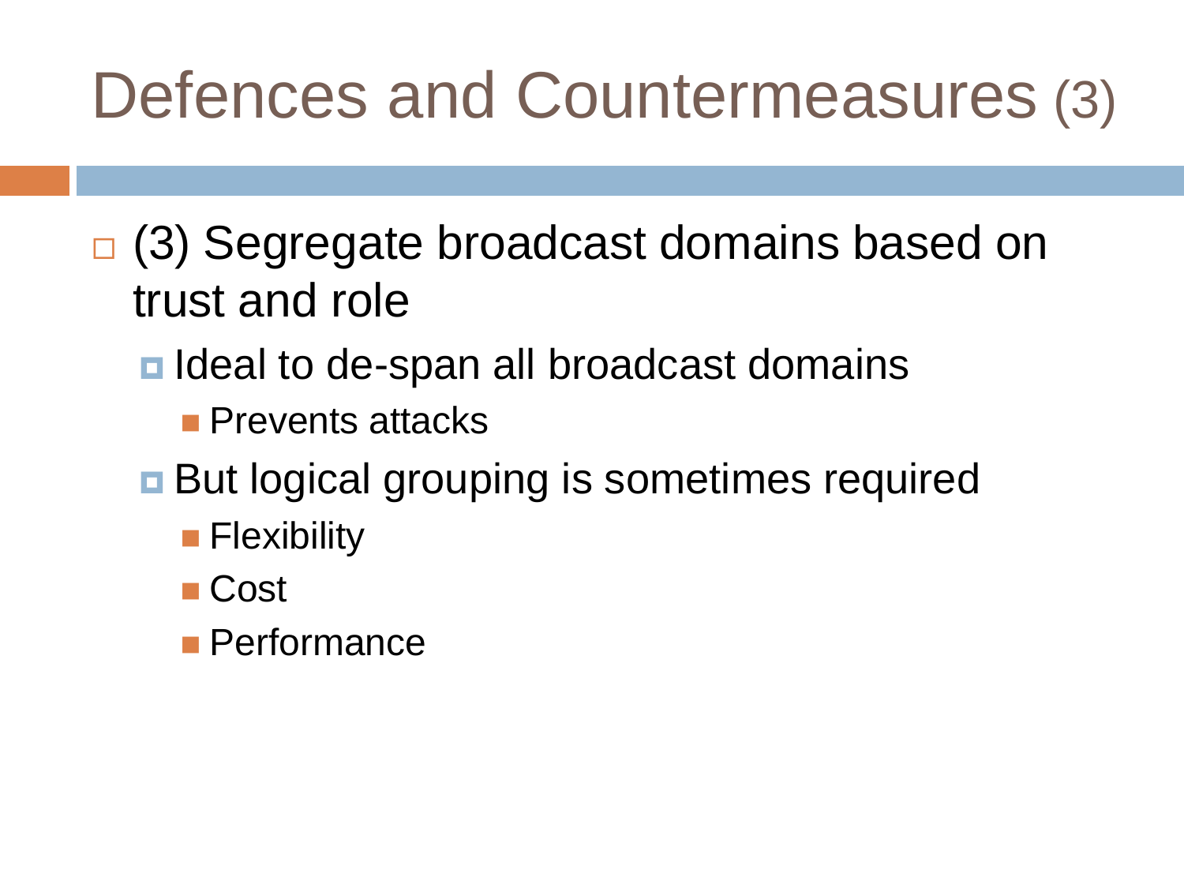# Defences and Countermeasures (3)

- (3) Segregate broadcast domains based on trust and role
  - Ideal to de-span all broadcast domains
    - Prevents attacks
  - But logical grouping is sometimes required
    - Flexibility
    - Cost
    - Performance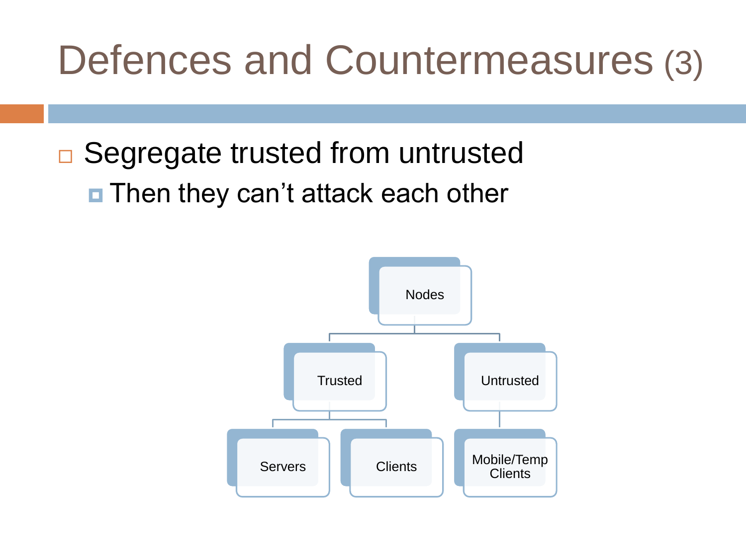# Defences and Countermeasures (3)

- Segregate trusted from untrusted
  - Then they can't attack each other

- Nodes
  - Trusted
    - Servers
    - Clients
  - Untrusted
    - Mobile/Temp Clients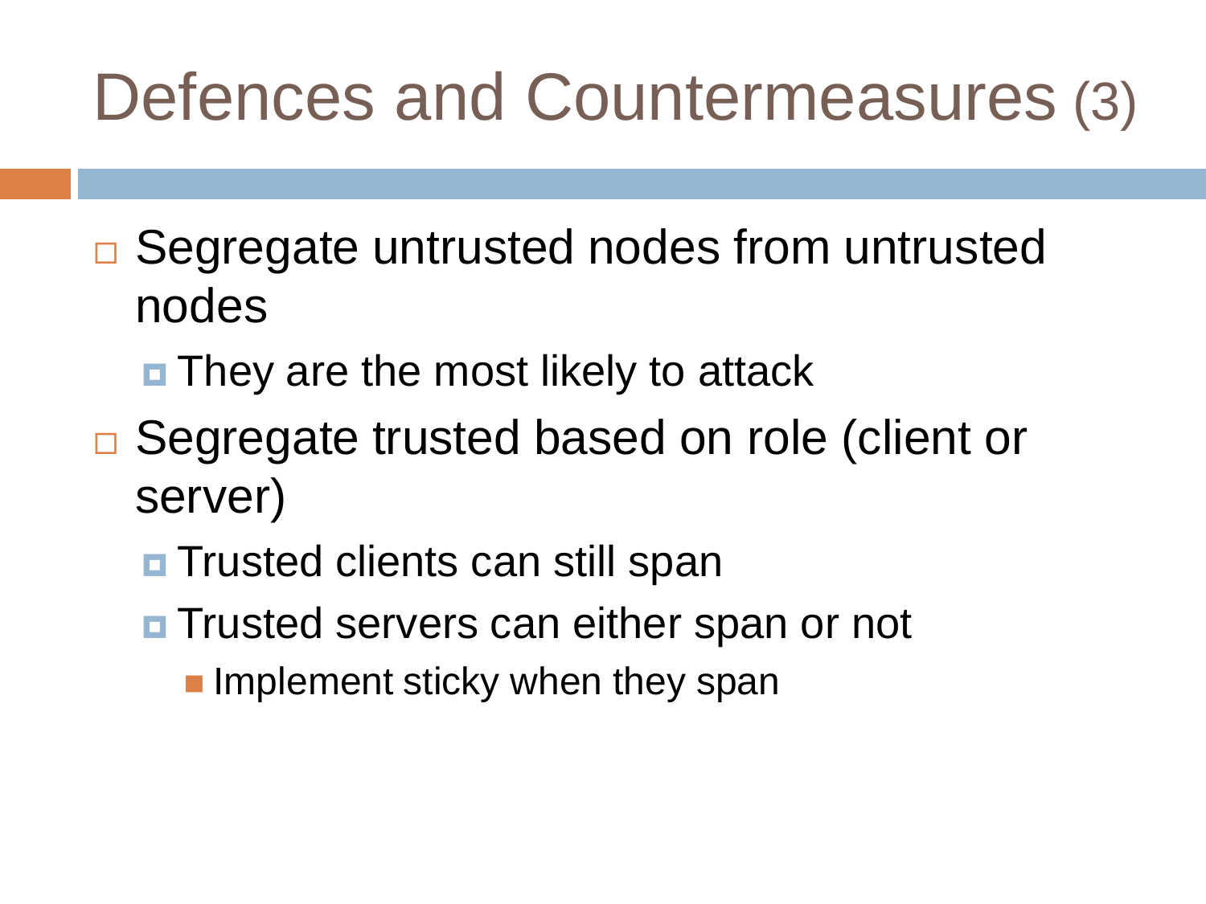# Defences and Countermeasures (3)

- Segregate untrusted nodes from untrusted nodes
  - They are the most likely to attack
- Segregate trusted based on role (client or server)
  - Trusted clients can still span
  - Trusted servers can either span or not
    - Implement sticky when they span